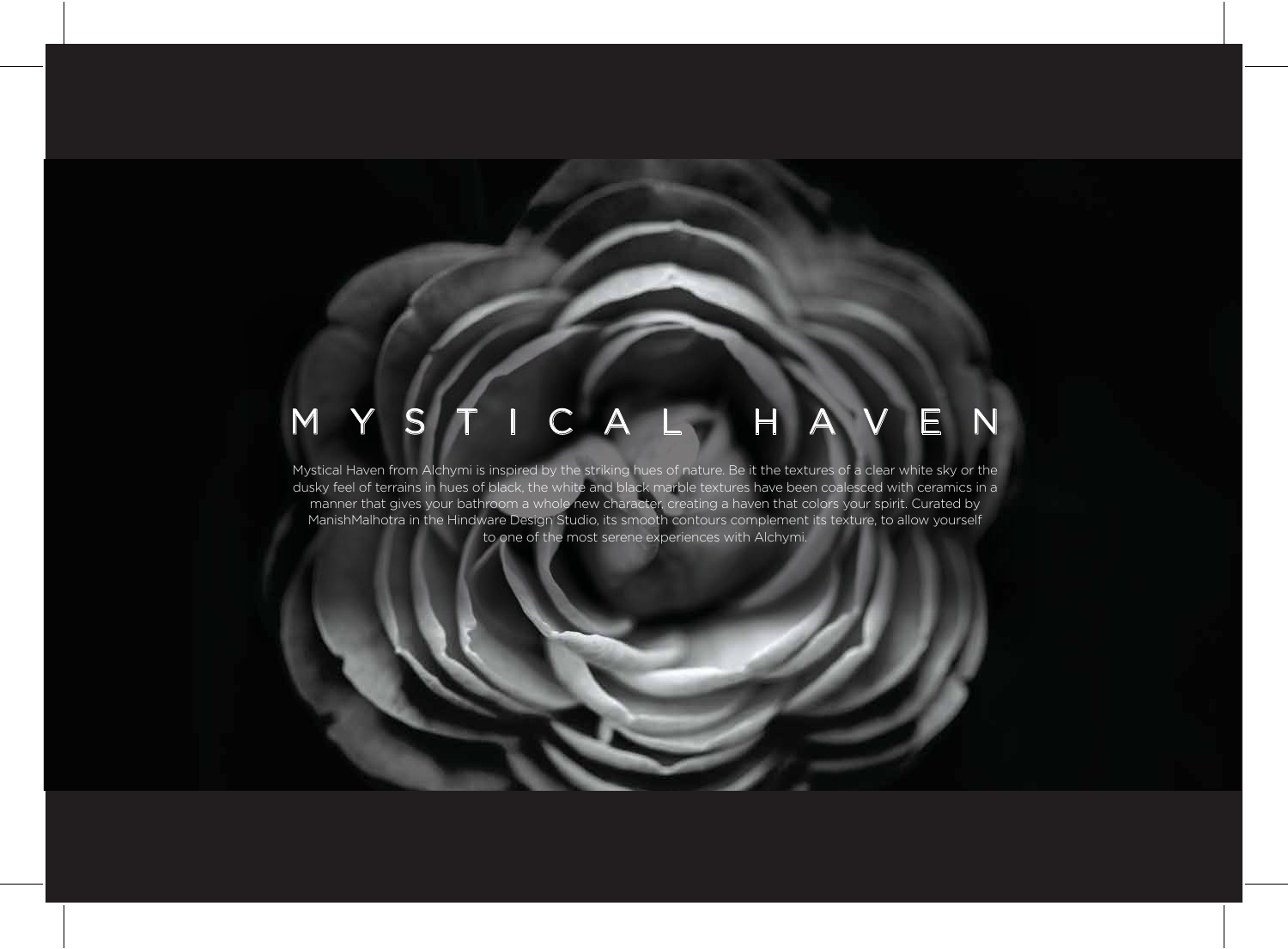# MYSTICAL HAVEN

Mystical Haven from Alchymi is inspired by the striking hues of nature. Be it the textures of a clear white sky or the dusky feel of terrains in hues of black, the white and black marble textures have been coalesced with ceramics in a manner that gives your bathroom a whole new character, creating a haven that colors your spirit. Curated by ManishMalhotra in the Hindware Design Studio, its smooth contours complement its texture, to allow yourself to one of the most serene experiences with Alchymi.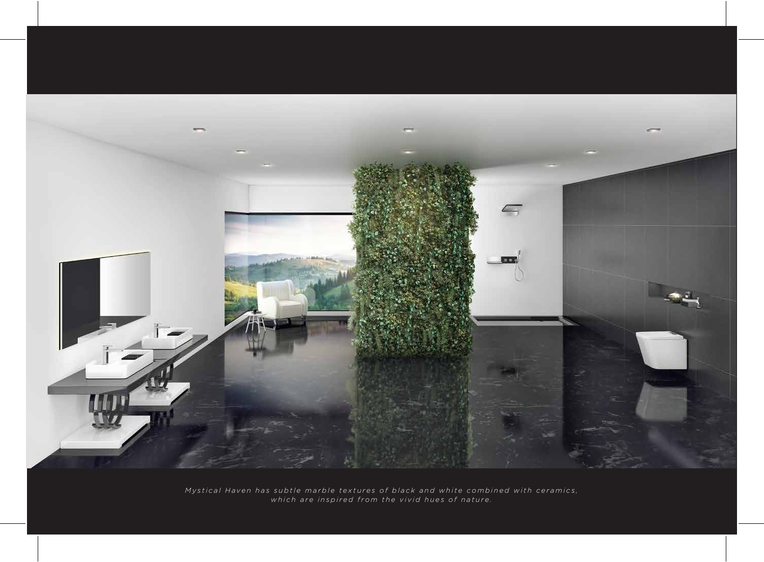*Mystical Haven has subtle marble textures of black and white combined with ceramics, which are inspired from the vivid hues of nature.*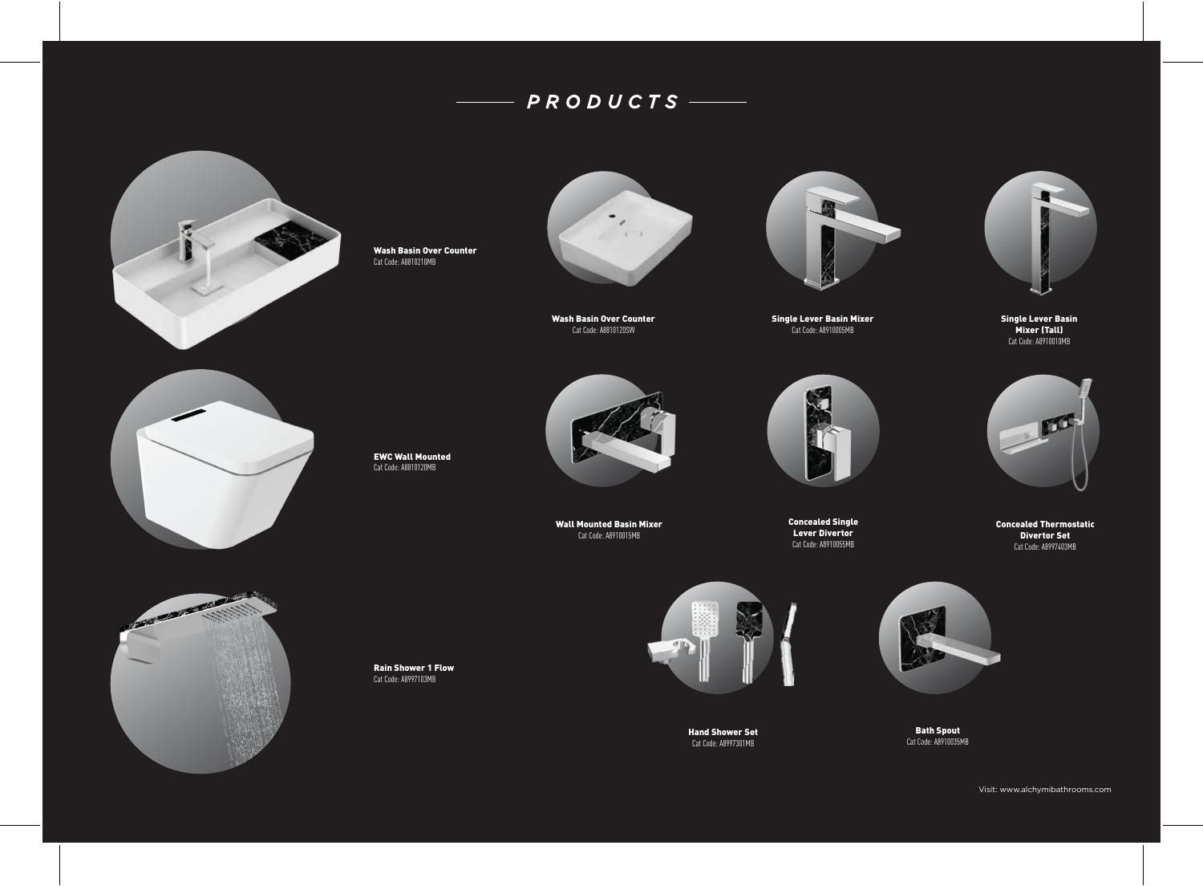# PRODUCTS

**Wash Basin Over Counter**
Cat Code: A8810210MB

**Wash Basin Over Counter**
Cat Code: A8810120SW

**Single Lever Basin Mixer**
Cat Code: A8910005MB

**Single Lever Basin Mixer (Tall)**
Cat Code: A8910010MB

**EWC Wall Mounted**
Cat Code: A8810120MB

**Wall Mounted Basin Mixer**
Cat Code: A8910015MB

**Concealed Single Lever Divertor**
Cat Code: A8910055MB

**Concealed Thermostatic Divertor Set**
Cat Code: A8997403MB

**Rain Shower 1 Flow**
Cat Code: A8997103MB

**Hand Shower Set**
Cat Code: A8997301MB

**Bath Spout**
Cat Code: A8910035MB

Visit: www.alchymibathrooms.com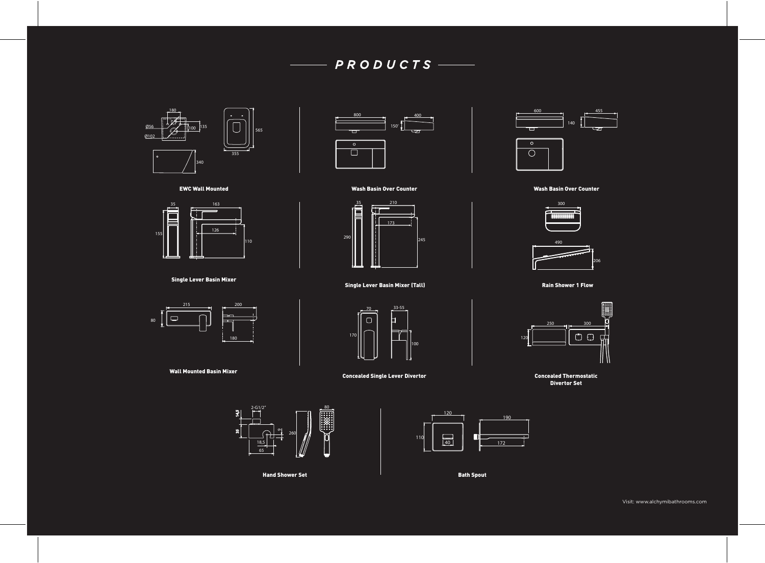# PRODUCTS

180

Ø56

Ø102

100

135

565

355

340

**EWC Wall Mounted**

800

400

150'

**Wash Basin Over Counter**

600

455

140

**Wash Basin Over Counter**

35

163

155

126

110

**Single Lever Basin Mixer**

35

210

173

290

245

**Single Lever Basin Mixer (Tall)**

300

490

206

**Rain Shower 1 Flow**

215

200

80

180

**Wall Mounted Basin Mixer**

70

33-55

170

100

**Concealed Single Lever Divertor**

250

300

120

**Concealed Thermostatic Divertor Set**

2-G1/2"

14,5

35

9

18,5

65

260

80

**Hand Shower Set**

120

110

40

190

172

**Bath Spout**

Visit: www.alchymibathrooms.com